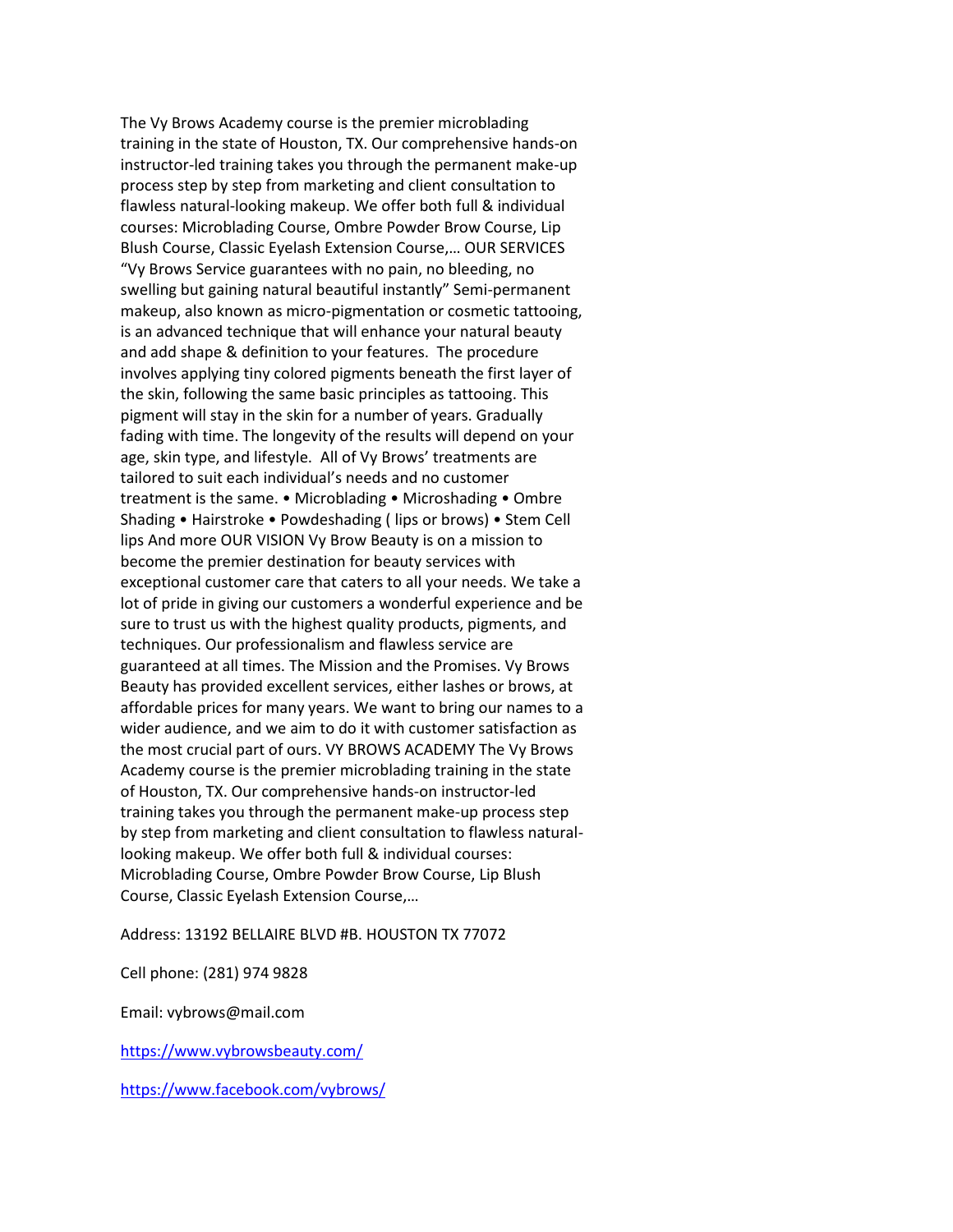The Vy Brows Academy course is the premier microblading training in the state of Houston, TX. Our comprehensive hands-on instructor-led training takes you through the permanent make-up process step by step from marketing and client consultation to flawless natural-looking makeup. We offer both full & individual courses: Microblading Course, Ombre Powder Brow Course, Lip Blush Course, Classic Eyelash Extension Course,… OUR SERVICES "Vy Brows Service guarantees with no pain, no bleeding, no swelling but gaining natural beautiful instantly" Semi-permanent makeup, also known as micro-pigmentation or cosmetic tattooing, is an advanced technique that will enhance your natural beauty and add shape & definition to your features.  The procedure involves applying tiny colored pigments beneath the first layer of the skin, following the same basic principles as tattooing. This pigment will stay in the skin for a number of years. Gradually fading with time. The longevity of the results will depend on your age, skin type, and lifestyle.  All of Vy Brows' treatments are tailored to suit each individual's needs and no customer treatment is the same. • Microblading • Microshading • Ombre Shading • Hairstroke • Powdeshading ( lips or brows) • Stem Cell lips And more OUR VISION Vy Brow Beauty is on a mission to become the premier destination for beauty services with exceptional customer care that caters to all your needs. We take a lot of pride in giving our customers a wonderful experience and be sure to trust us with the highest quality products, pigments, and techniques. Our professionalism and flawless service are guaranteed at all times. The Mission and the Promises. Vy Brows Beauty has provided excellent services, either lashes or brows, at affordable prices for many years. We want to bring our names to a wider audience, and we aim to do it with customer satisfaction as the most crucial part of ours. VY BROWS ACADEMY The Vy Brows Academy course is the premier microblading training in the state of Houston, TX. Our comprehensive hands-on instructor-led training takes you through the permanent make-up process step by step from marketing and client consultation to flawless natural-looking makeup. We offer both full & individual courses: Microblading Course, Ombre Powder Brow Course, Lip Blush Course, Classic Eyelash Extension Course,…

Address: 13192 BELLAIRE BLVD #B. HOUSTON TX 77072

Cell phone: (281) 974 9828

Email: vybrows@mail.com

https://www.vybrowsbeauty.com/

https://www.facebook.com/vybrows/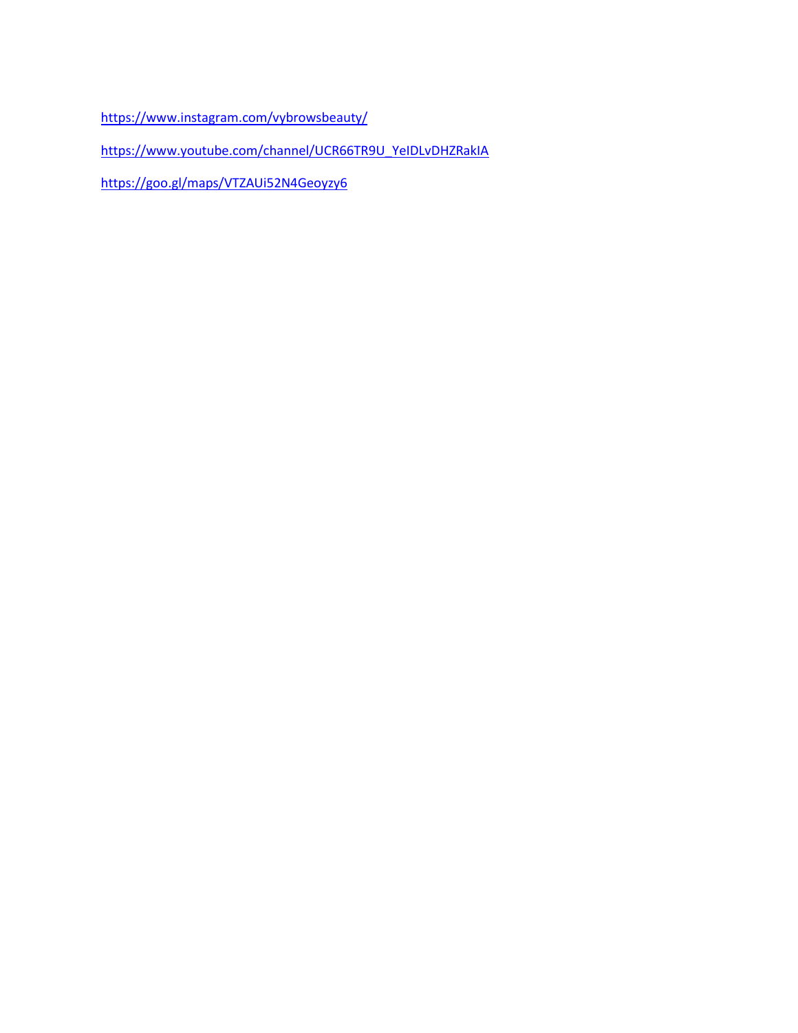https://www.instagram.com/vybrowsbeauty/

https://www.youtube.com/channel/UCR66TR9U_YeIDLvDHZRakIA

https://goo.gl/maps/VTZAUi52N4Geoyzy6